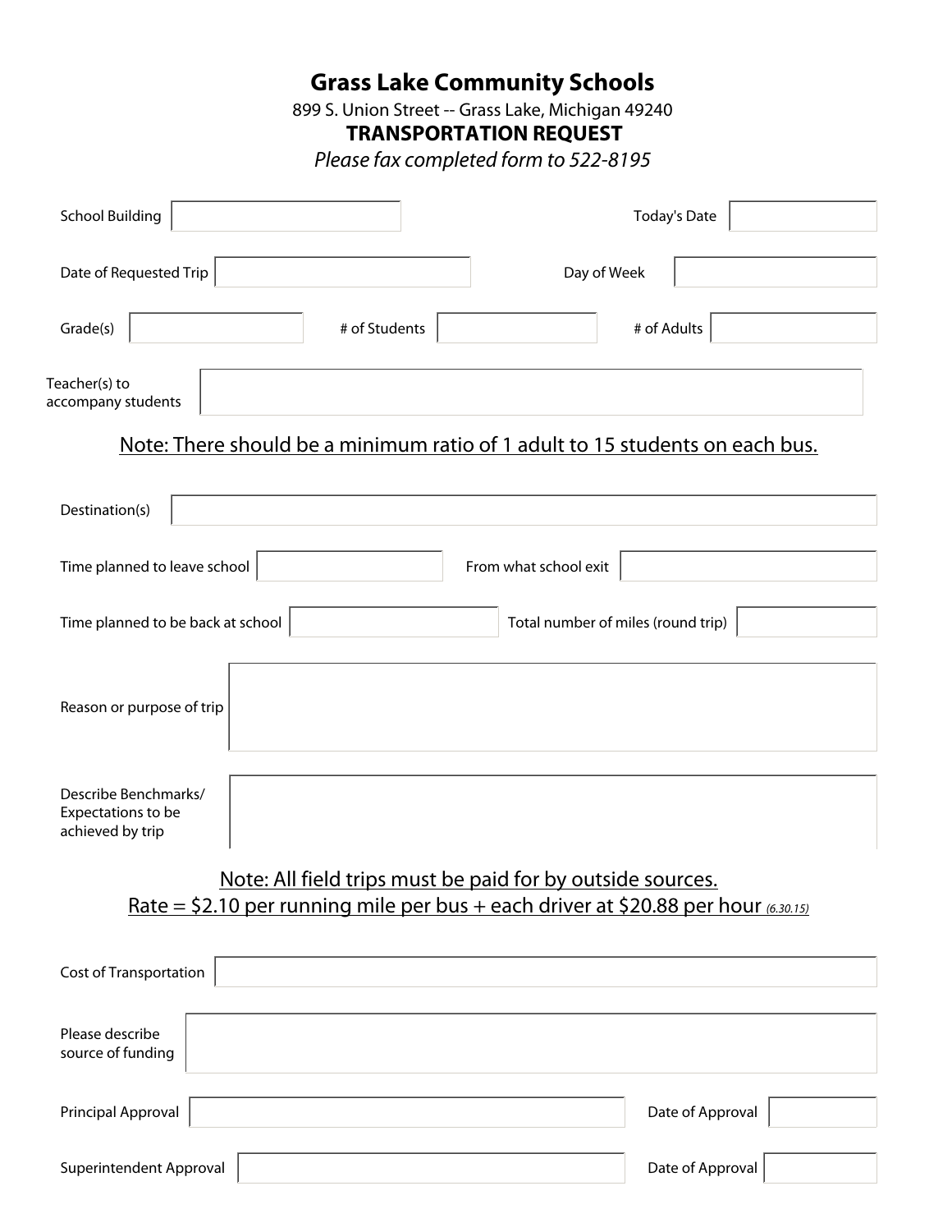# Grass Lake Community Schools

899 S. Union Street -- Grass Lake, Michigan 49240

## TRANSPORTATION REQUEST

*Please fax completed form to 522-8195*

School Building ____________________ Today's Date ____________________

Date of Requested Trip ____________________ Day of Week ____________________

Grade(s) ____________________ # of Students ____________________ # of Adults ____________________

Teacher(s) to accompany students ____________________

Note: There should be a minimum ratio of 1 adult to 15 students on each bus.

Destination(s) ____________________

Time planned to leave school ____________________ From what school exit ____________________

Time planned to be back at school ____________________ Total number of miles (round trip) ____________________

Reason or purpose of trip ____________________

Describe Benchmarks/ Expectations to be achieved by trip ____________________

Note: All field trips must be paid for by outside sources.
Rate = $2.10 per running mile per bus + each driver at $20.88 per hour *(6.30.15)*

Cost of Transportation ____________________

Please describe source of funding ____________________

Principal Approval ____________________ Date of Approval ____________________

Superintendent Approval ____________________ Date of Approval ____________________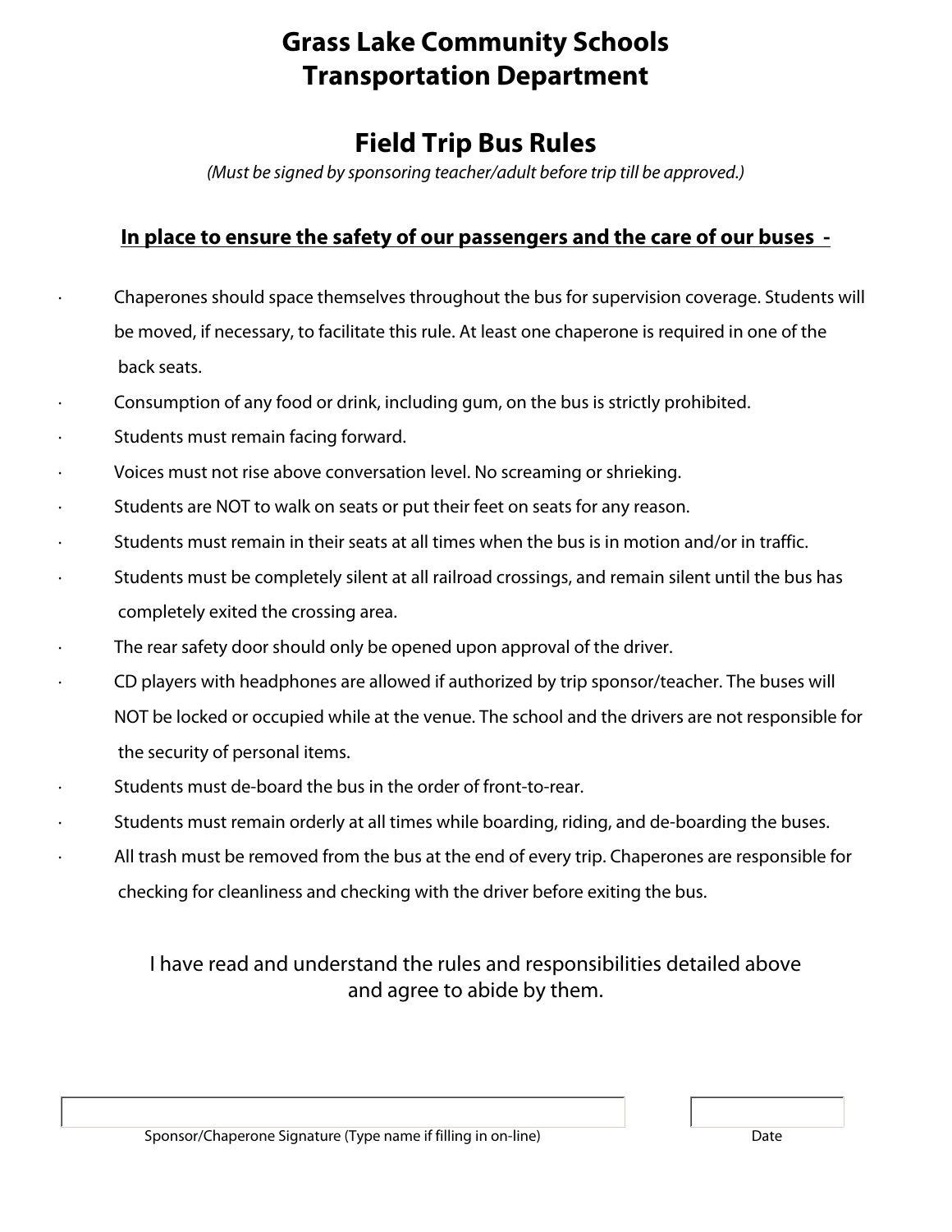# Grass Lake Community Schools
# Transportation Department

## Field Trip Bus Rules

*(Must be signed by sponsoring teacher/adult before trip till be approved.)*

**<u>In place to ensure the safety of our passengers and the care of our buses -</u>**

- Chaperones should space themselves throughout the bus for supervision coverage. Students will be moved, if necessary, to facilitate this rule. At least one chaperone is required in one of the back seats.
- Consumption of any food or drink, including gum, on the bus is strictly prohibited.
- Students must remain facing forward.
- Voices must not rise above conversation level. No screaming or shrieking.
- Students are NOT to walk on seats or put their feet on seats for any reason.
- Students must remain in their seats at all times when the bus is in motion and/or in traffic.
- Students must be completely silent at all railroad crossings, and remain silent until the bus has completely exited the crossing area.
- The rear safety door should only be opened upon approval of the driver.
- CD players with headphones are allowed if authorized by trip sponsor/teacher. The buses will NOT be locked or occupied while at the venue. The school and the drivers are not responsible for the security of personal items.
- Students must de-board the bus in the order of front-to-rear.
- Students must remain orderly at all times while boarding, riding, and de-boarding the buses.
- All trash must be removed from the bus at the end of every trip. Chaperones are responsible for checking for cleanliness and checking with the driver before exiting the bus.

I have read and understand the rules and responsibilities detailed above and agree to abide by them.

Sponsor/Chaperone Signature (Type name if filling in on-line) ______________________

Date __________